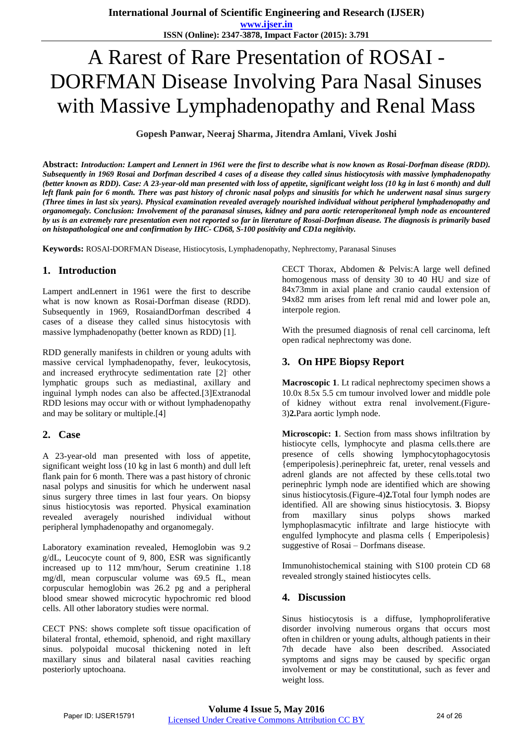# A Rarest of Rare Presentation of ROSAI - DORFMAN Disease Involving Para Nasal Sinuses with Massive Lymphadenopathy and Renal Mass

**Gopesh Panwar, Neeraj Sharma, Jitendra Amlani, Vivek Joshi**

**Abstract:** ***Introduction: Lampert and Lennert in 1961 were the first to describe what is now known as Rosai-Dorfman disease (RDD). Subsequently in 1969 Rosai and Dorfman described 4 cases of a disease they called sinus histiocytosis with massive lymphadenopathy (better known as RDD). Case: A 23-year-old man presented with loss of appetite, significant weight loss (10 kg in last 6 month) and dull left flank pain for 6 month. There was past history of chronic nasal polyps and sinusitis for which he underwent nasal sinus surgery (Three times in last six years). Physical examination revealed averagely nourished individual without peripheral lymphadenopathy and organomegaly. Conclusion: Involvement of the paranasal sinuses, kidney and para aortic reteroperitoneal lymph node as encountered by us is an extremely rare presentation even not reported so far in literature of Rosai-Dorfman disease. The diagnosis is primarily based on histopathological one and confirmation by IHC- CD68, S-100 positivity and CD1a negitivity.***

**Keywords:** ROSAI-DORFMAN Disease, Histiocytosis, Lymphadenopathy, Nephrectomy, Paranasal Sinuses

## 1. Introduction

Lampert andLennert in 1961 were the first to describe what is now known as Rosai-Dorfman disease (RDD). Subsequently in 1969, RosaiandDorfman described 4 cases of a disease they called sinus histiocytosis with massive lymphadenopathy (better known as RDD) [1].

RDD generally manifests in children or young adults with massive cervical lymphadenopathy, fever, leukocytosis, and increased erythrocyte sedimentation rate [2]. other lymphatic groups such as mediastinal, axillary and inguinal lymph nodes can also be affected.[3]Extranodal RDD lesions may occur with or without lymphadenopathy and may be solitary or multiple.[4]

## 2. Case

A 23-year-old man presented with loss of appetite, significant weight loss (10 kg in last 6 month) and dull left flank pain for 6 month. There was a past history of chronic nasal polyps and sinusitis for which he underwent nasal sinus surgery three times in last four years. On biopsy sinus histiocytosis was reported. Physical examination revealed averagely nourished individual without peripheral lymphadenopathy and organomegaly.

Laboratory examination revealed, Hemoglobin was 9.2 g/dL, Leucocyte count of 9, 800, ESR was significantly increased up to 112 mm/hour, Serum creatinine 1.18 mg/dl, mean corpuscular volume was 69.5 fL, mean corpuscular hemoglobin was 26.2 pg and a peripheral blood smear showed microcytic hypochromic red blood cells. All other laboratory studies were normal.

CECT PNS: shows complete soft tissue opacification of bilateral frontal, ethemoid, sphenoid, and right maxillary sinus. polypoidal mucosal thickening noted in left maxillary sinus and bilateral nasal cavities reaching posteriorly uptochoana.

CECT Thorax, Abdomen & Pelvis:A large well defined homogenous mass of density 30 to 40 HU and size of 84x73mm in axial plane and cranio caudal extension of 94x82 mm arises from left renal mid and lower pole an, interpole region.

With the presumed diagnosis of renal cell carcinoma, left open radical nephrectomy was done.

## 3. On HPE Biopsy Report

**Macroscopic 1**. Lt radical nephrectomy specimen shows a 10.0x 8.5x 5.5 cm tumour involved lower and middle pole of kidney without extra renal involvement.(Figure-3)**2.**Para aortic lymph node.

**Microscopic: 1**. Section from mass shows infiltration by histiocyte cells, lymphocyte and plasma cells.there are presence of cells showing lymphocytophagocytosis {emperipolesis}.perinephreic fat, ureter, renal vessels and adrenl glands are not affected by these cells.total two perinephric lymph node are identified which are showing sinus histiocytosis.(Figure-4)**2.**Total four lymph nodes are identified. All are showing sinus histiocytosis. **3**. Biopsy from maxillary sinus polyps shows marked lymphoplasmacytic infiltrate and large histiocyte with engulfed lymphocyte and plasma cells { Emperipolesis} suggestive of Rosai – Dorfmans disease.

Immunohistochemical staining with S100 protein CD 68 revealed strongly stained histiocytes cells.

## 4. Discussion

Sinus histiocytosis is a diffuse, lymphoproliferative disorder involving numerous organs that occurs most often in children or young adults, although patients in their 7th decade have also been described. Associated symptoms and signs may be caused by specific organ involvement or may be constitutional, such as fever and weight loss.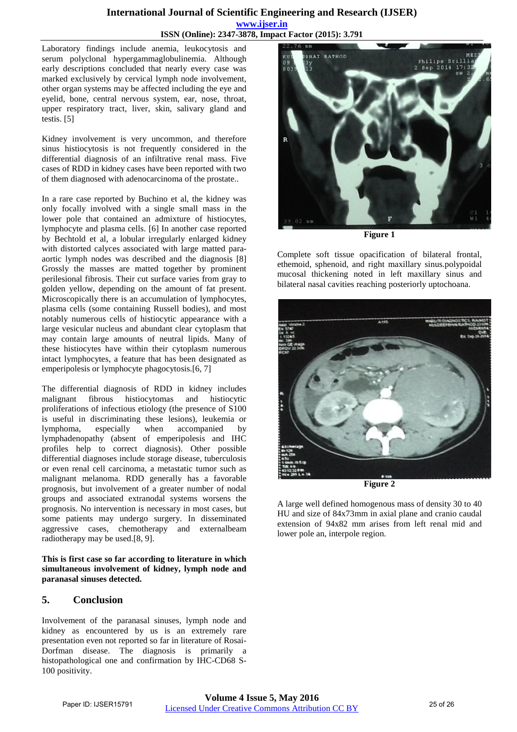Laboratory findings include anemia, leukocytosis and serum polyclonal hypergammaglobulinemia. Although early descriptions concluded that nearly every case was marked exclusively by cervical lymph node involvement, other organ systems may be affected including the eye and eyelid, bone, central nervous system, ear, nose, throat, upper respiratory tract, liver, skin, salivary gland and testis. [5]

Kidney involvement is very uncommon, and therefore sinus histiocytosis is not frequently considered in the differential diagnosis of an infiltrative renal mass. Five cases of RDD in kidney cases have been reported with two of them diagnosed with adenocarcinoma of the prostate..

In a rare case reported by Buchino et al, the kidney was only focally involved with a single small mass in the lower pole that contained an admixture of histiocytes, lymphocyte and plasma cells. [6] In another case reported by Bechtold et al, a lobular irregularly enlarged kidney with distorted calyces associated with large matted para-aortic lymph nodes was described and the diagnosis [8] Grossly the masses are matted together by prominent perilesional fibrosis. Their cut surface varies from gray to golden yellow, depending on the amount of fat present. Microscopically there is an accumulation of lymphocytes, plasma cells (some containing Russell bodies), and most notably numerous cells of histiocytic appearance with a large vesicular nucleus and abundant clear cytoplasm that may contain large amounts of neutral lipids. Many of these histiocytes have within their cytoplasm numerous intact lymphocytes, a feature that has been designated as emperipolesis or lymphocyte phagocytosis.[6, 7]

The differential diagnosis of RDD in kidney includes malignant fibrous histiocytomas and histiocytic proliferations of infectious etiology (the presence of S100 is useful in discriminating these lesions), leukemia or lymphoma, especially when accompanied by lymphadenopathy (absent of emperipolesis and IHC profiles help to correct diagnosis). Other possible differential diagnoses include storage disease, tuberculosis or even renal cell carcinoma, a metastatic tumor such as malignant melanoma. RDD generally has a favorable prognosis, but involvement of a greater number of nodal groups and associated extranodal systems worsens the prognosis. No intervention is necessary in most cases, but some patients may undergo surgery. In disseminated aggressive cases, chemotherapy and externalbeam radiotherapy may be used.[8, 9].

**This is first case so far according to literature in which simultaneous involvement of kidney, lymph node and paranasal sinuses detected.**

## 5. Conclusion

Involvement of the paranasal sinuses, lymph node and kidney as encountered by us is an extremely rare presentation even not reported so far in literature of Rosai-Dorfman disease. The diagnosis is primarily a histopathological one and confirmation by IHC-CD68 S-100 positivity.

**Figure 1**

Complete soft tissue opacification of bilateral frontal, ethemoid, sphenoid, and right maxillary sinus.polypoidal mucosal thickening noted in left maxillary sinus and bilateral nasal cavities reaching posteriorly uptochoana.

**Figure 2**

A large well defined homogenous mass of density 30 to 40 HU and size of 84x73mm in axial plane and cranio caudal extension of 94x82 mm arises from left renal mid and lower pole an, interpole region.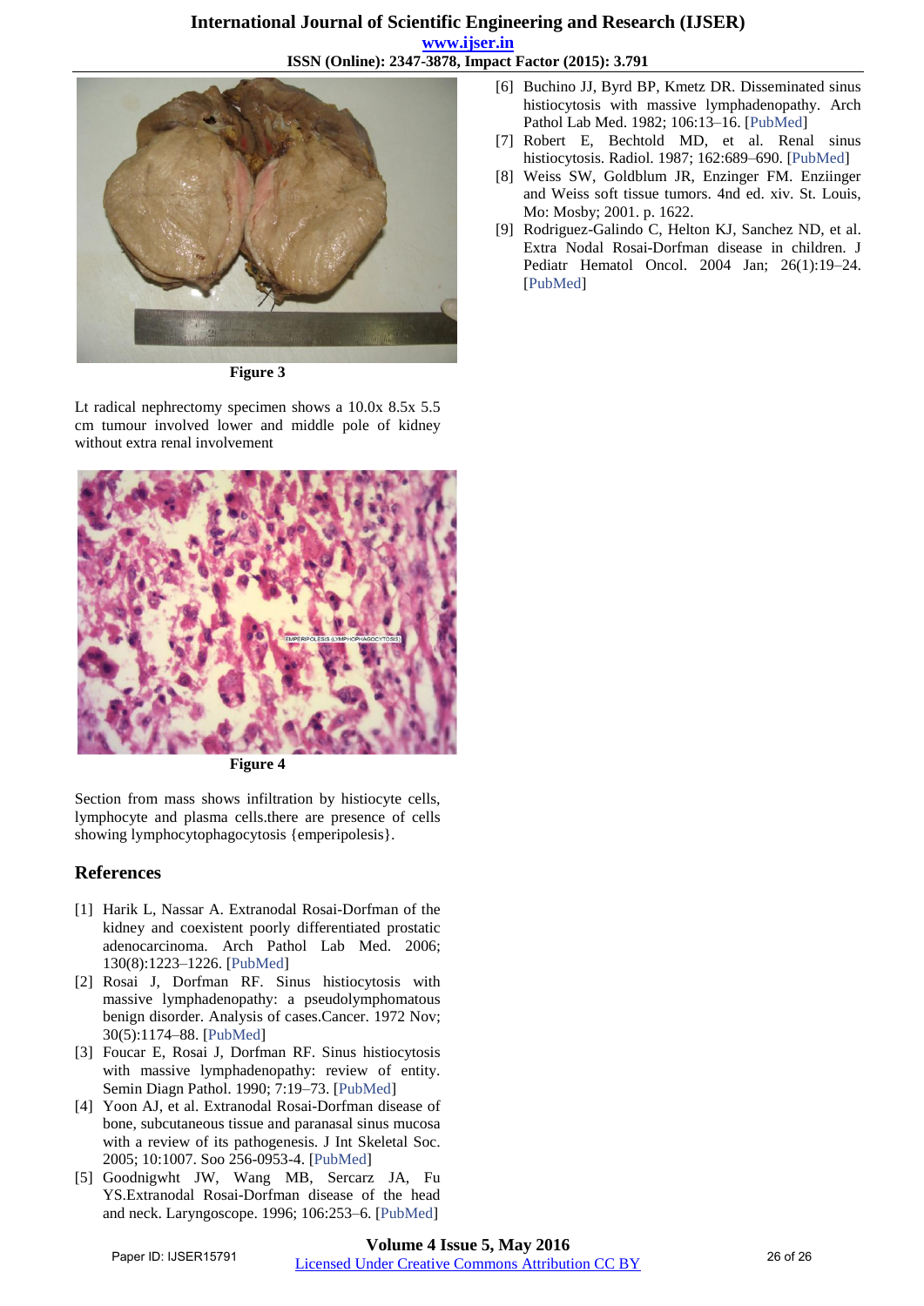**Figure 3**

Lt radical nephrectomy specimen shows a 10.0x 8.5x 5.5 cm tumour involved lower and middle pole of kidney without extra renal involvement

**Figure 4**

Section from mass shows infiltration by histiocyte cells, lymphocyte and plasma cells.there are presence of cells showing lymphocytophagocytosis {emperipolesis}.

## References

[1] Harik L, Nassar A. Extranodal Rosai-Dorfman of the kidney and coexistent poorly differentiated prostatic adenocarcinoma. Arch Pathol Lab Med. 2006; 130(8):1223–1226. [PubMed]

[2] Rosai J, Dorfman RF. Sinus histiocytosis with massive lymphadenopathy: a pseudolymphomatous benign disorder. Analysis of cases.Cancer. 1972 Nov; 30(5):1174–88. [PubMed]

[3] Foucar E, Rosai J, Dorfman RF. Sinus histiocytosis with massive lymphadenopathy: review of entity. Semin Diagn Pathol. 1990; 7:19–73. [PubMed]

[4] Yoon AJ, et al. Extranodal Rosai-Dorfman disease of bone, subcutaneous tissue and paranasal sinus mucosa with a review of its pathogenesis. J Int Skeletal Soc. 2005; 10:1007. Soo 256-0953-4. [PubMed]

[5] Goodnigwht JW, Wang MB, Sercarz JA, Fu YS.Extranodal Rosai-Dorfman disease of the head and neck. Laryngoscope. 1996; 106:253–6. [PubMed]

[6] Buchino JJ, Byrd BP, Kmetz DR. Disseminated sinus histiocytosis with massive lymphadenopathy. Arch Pathol Lab Med. 1982; 106:13–16. [PubMed]

[7] Robert E, Bechtold MD, et al. Renal sinus histiocytosis. Radiol. 1987; 162:689–690. [PubMed]

[8] Weiss SW, Goldblum JR, Enzinger FM. Enziinger and Weiss soft tissue tumors. 4nd ed. xiv. St. Louis, Mo: Mosby; 2001. p. 1622.

[9] Rodriguez-Galindo C, Helton KJ, Sanchez ND, et al. Extra Nodal Rosai-Dorfman disease in children. J Pediatr Hematol Oncol. 2004 Jan; 26(1):19–24. [PubMed]